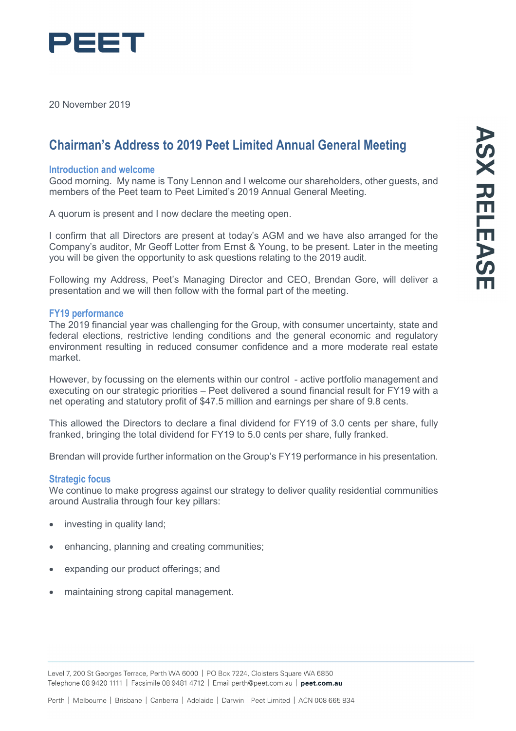PEET

20 November 2019

# Chairman's Address to 2019 Peet Limited Annual General Meeting

## Introduction and welcome

Good morning. My name is Tony Lennon and I welcome our shareholders, other guests, and members of the Peet team to Peet Limited's 2019 Annual General Meeting.

A quorum is present and I now declare the meeting open.

I confirm that all Directors are present at today's AGM and we have also arranged for the Company's auditor, Mr Geoff Lotter from Ernst & Young, to be present. Later in the meeting you will be given the opportunity to ask questions relating to the 2019 audit.

Following my Address, Peet's Managing Director and CEO, Brendan Gore, will deliver a presentation and we will then follow with the formal part of the meeting.

## FY19 performance

The 2019 financial year was challenging for the Group, with consumer uncertainty, state and federal elections, restrictive lending conditions and the general economic and regulatory environment resulting in reduced consumer confidence and a more moderate real estate market.

However, by focussing on the elements within our control - active portfolio management and executing on our strategic priorities – Peet delivered a sound financial result for FY19 with a net operating and statutory profit of $47.5 million and earnings per share of 9.8 cents.

This allowed the Directors to declare a final dividend for FY19 of 3.0 cents per share, fully franked, bringing the total dividend for FY19 to 5.0 cents per share, fully franked.

Brendan will provide further information on the Group's FY19 performance in his presentation.

## Strategic focus

We continue to make progress against our strategy to deliver quality residential communities around Australia through four key pillars:

- investing in quality land;
- enhancing, planning and creating communities;
- expanding our product offerings; and
- maintaining strong capital management.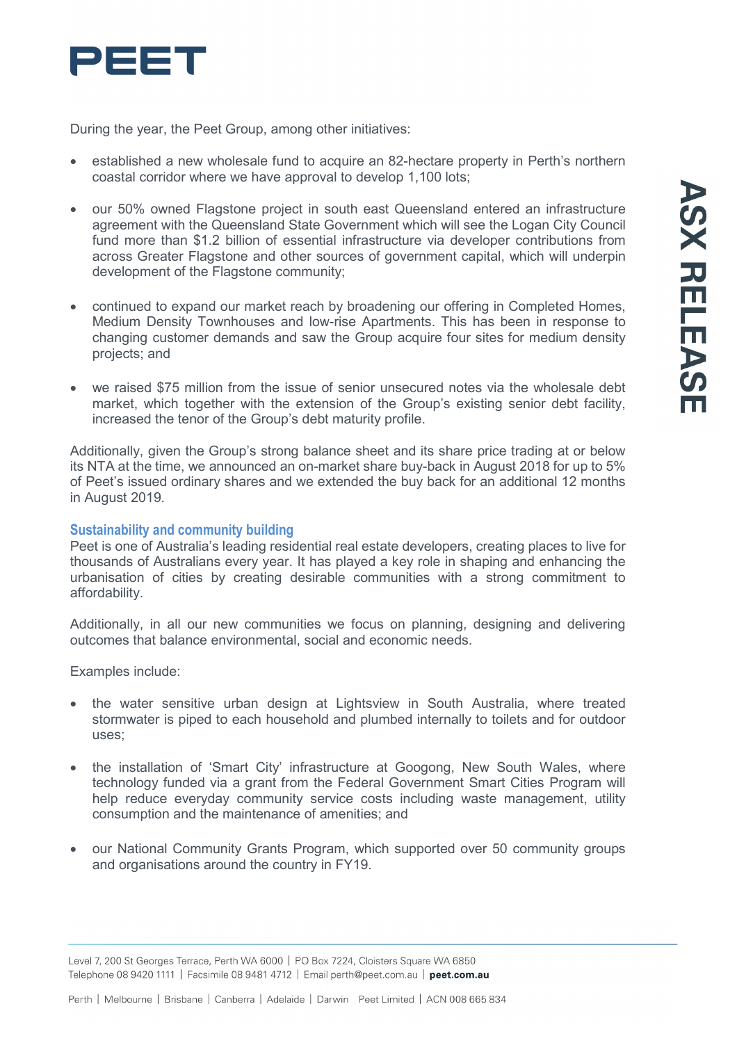During the year, the Peet Group, among other initiatives:

- established a new wholesale fund to acquire an 82-hectare property in Perth's northern coastal corridor where we have approval to develop 1,100 lots;
- our 50% owned Flagstone project in south east Queensland entered an infrastructure agreement with the Queensland State Government which will see the Logan City Council fund more than $1.2 billion of essential infrastructure via developer contributions from across Greater Flagstone and other sources of government capital, which will underpin development of the Flagstone community;
- continued to expand our market reach by broadening our offering in Completed Homes, Medium Density Townhouses and low-rise Apartments. This has been in response to changing customer demands and saw the Group acquire four sites for medium density projects; and
- we raised $75 million from the issue of senior unsecured notes via the wholesale debt market, which together with the extension of the Group's existing senior debt facility, increased the tenor of the Group's debt maturity profile.

Additionally, given the Group's strong balance sheet and its share price trading at or below its NTA at the time, we announced an on-market share buy-back in August 2018 for up to 5% of Peet's issued ordinary shares and we extended the buy back for an additional 12 months in August 2019.

### Sustainability and community building

Peet is one of Australia's leading residential real estate developers, creating places to live for thousands of Australians every year. It has played a key role in shaping and enhancing the urbanisation of cities by creating desirable communities with a strong commitment to affordability.

Additionally, in all our new communities we focus on planning, designing and delivering outcomes that balance environmental, social and economic needs.

Examples include:

- the water sensitive urban design at Lightsview in South Australia, where treated stormwater is piped to each household and plumbed internally to toilets and for outdoor uses;
- the installation of 'Smart City' infrastructure at Googong, New South Wales, where technology funded via a grant from the Federal Government Smart Cities Program will help reduce everyday community service costs including waste management, utility consumption and the maintenance of amenities; and
- our National Community Grants Program, which supported over 50 community groups and organisations around the country in FY19.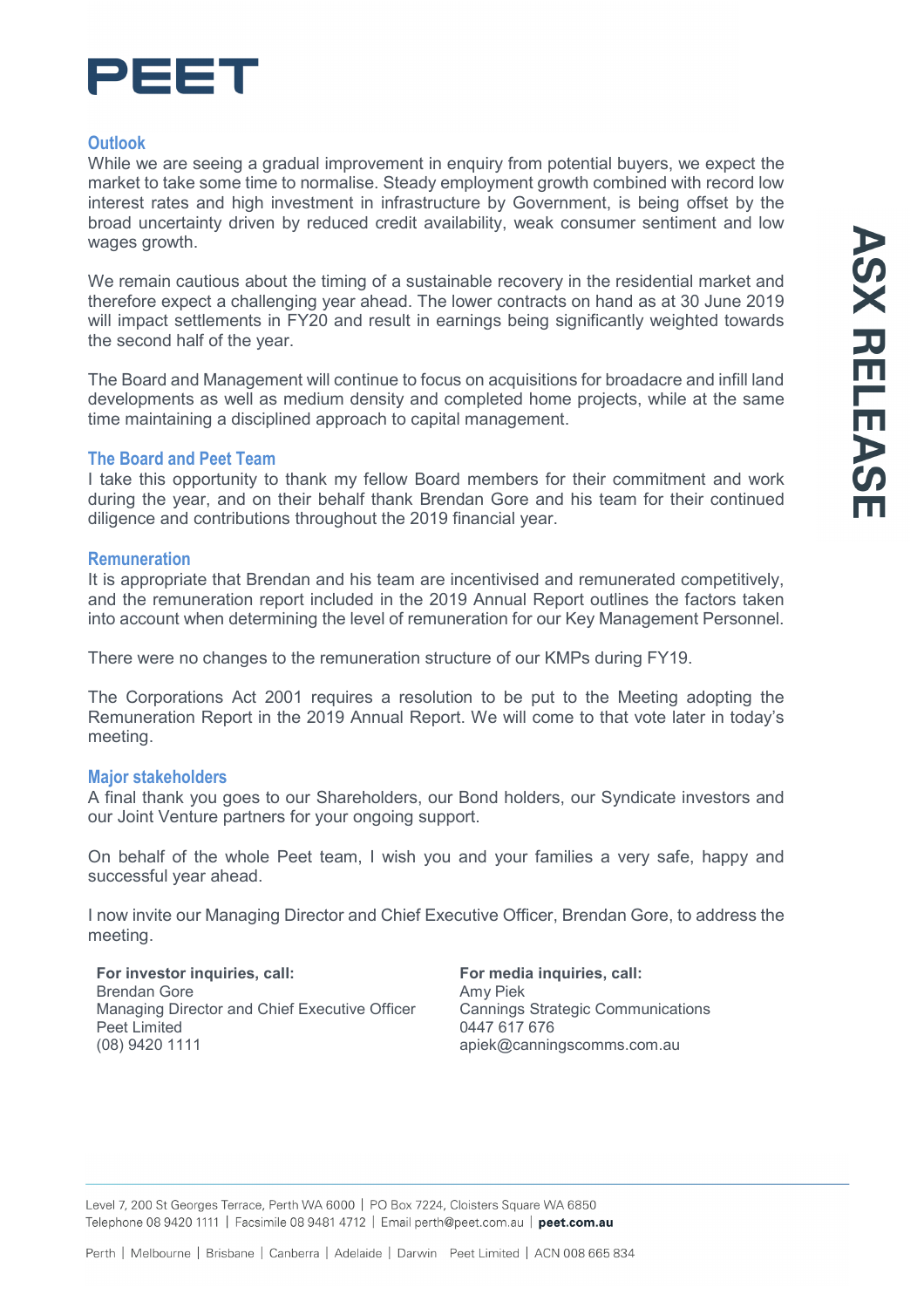## Outlook

While we are seeing a gradual improvement in enquiry from potential buyers, we expect the market to take some time to normalise. Steady employment growth combined with record low interest rates and high investment in infrastructure by Government, is being offset by the broad uncertainty driven by reduced credit availability, weak consumer sentiment and low wages growth.

We remain cautious about the timing of a sustainable recovery in the residential market and therefore expect a challenging year ahead. The lower contracts on hand as at 30 June 2019 will impact settlements in FY20 and result in earnings being significantly weighted towards the second half of the year.

The Board and Management will continue to focus on acquisitions for broadacre and infill land developments as well as medium density and completed home projects, while at the same time maintaining a disciplined approach to capital management.

## The Board and Peet Team

I take this opportunity to thank my fellow Board members for their commitment and work during the year, and on their behalf thank Brendan Gore and his team for their continued diligence and contributions throughout the 2019 financial year.

## Remuneration

It is appropriate that Brendan and his team are incentivised and remunerated competitively, and the remuneration report included in the 2019 Annual Report outlines the factors taken into account when determining the level of remuneration for our Key Management Personnel.

There were no changes to the remuneration structure of our KMPs during FY19.

The Corporations Act 2001 requires a resolution to be put to the Meeting adopting the Remuneration Report in the 2019 Annual Report. We will come to that vote later in today's meeting.

## Major stakeholders

A final thank you goes to our Shareholders, our Bond holders, our Syndicate investors and our Joint Venture partners for your ongoing support.

On behalf of the whole Peet team, I wish you and your families a very safe, happy and successful year ahead.

I now invite our Managing Director and Chief Executive Officer, Brendan Gore, to address the meeting.

**For investor inquiries, call:**
Brendan Gore
Managing Director and Chief Executive Officer
Peet Limited
(08) 9420 1111

**For media inquiries, call:**
Amy Piek
Cannings Strategic Communications
0447 617 676
apiek@canningscomms.com.au